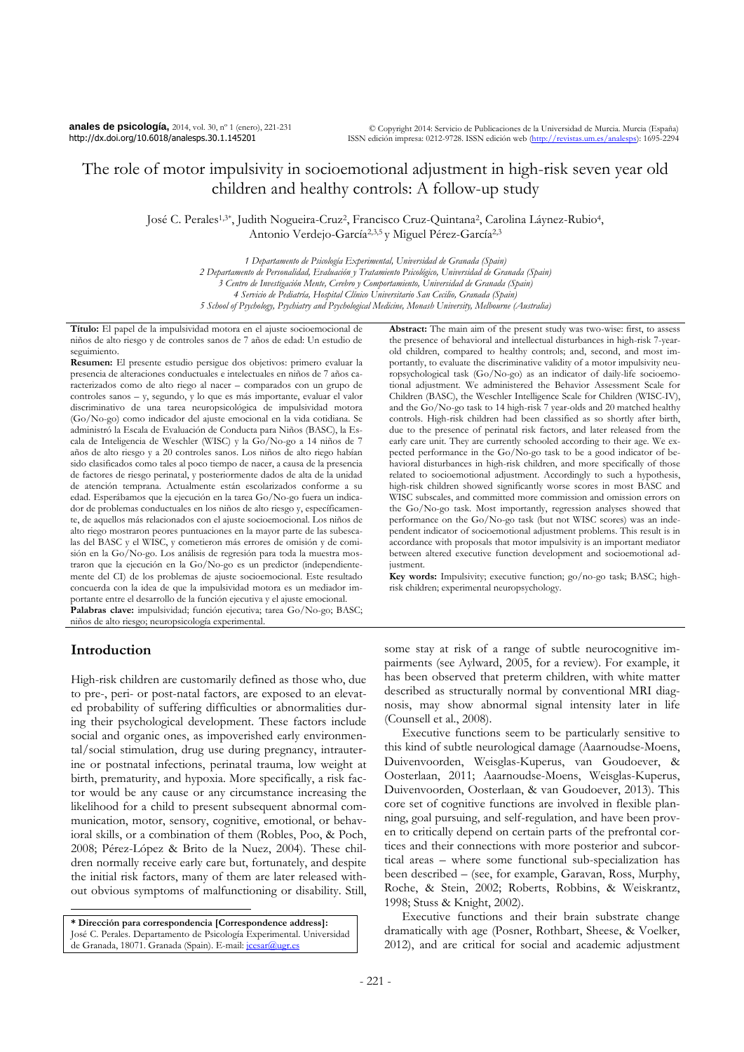# The role of motor impulsivity in socioemotional adjustment in high-risk seven year old children and healthy controls: A follow-up study

José C. Perales[1,3*], Judith Nogueira-Cruz[2], Francisco Cruz-Quintana[2], Carolina Láynez-Rubio[4], Antonio Verdejo-García[2,3,5] y Miguel Pérez-García[2,3]

*1 Departamento de Psicología Experimental, Universidad de Granada (Spain)*
*2 Departamento de Personalidad, Evaluación y Tratamiento Psicológico, Universidad de Granada (Spain)*
*3 Centro de Investigación Mente, Cerebro y Comportamiento, Universidad de Granada (Spain)*
*4 Servicio de Pediatría, Hospital Clínico Universitario San Cecilio, Granada (Spain)*
*5 School of Psychology, Psychiatry and Psychological Medicine, Monash University, Melbourne (Australia)*

**Título:** El papel de la impulsividad motora en el ajuste socioemocional de niños de alto riesgo y de controles sanos de 7 años de edad: Un estudio de seguimiento.

**Resumen:** El presente estudio persigue dos objetivos: primero evaluar la presencia de alteraciones conductuales e intelectuales en niños de 7 años caracterizados como de alto riego al nacer – comparados con un grupo de controles sanos – y, segundo, y lo que es más importante, evaluar el valor discriminativo de una tarea neuropsicológica de impulsividad motora (Go/No-go) como indicador del ajuste emocional en la vida cotidiana. Se administró la Escala de Evaluación de Conducta para Niños (BASC), la Escala de Inteligencia de Weschler (WISC) y la Go/No-go a 14 niños de 7 años de alto riesgo y a 20 controles sanos. Los niños de alto riego habían sido clasificados como tales al poco tiempo de nacer, a causa de la presencia de factores de riesgo perinatal, y posteriormente dados de alta de la unidad de atención temprana. Actualmente están escolarizados conforme a su edad. Esperábamos que la ejecución en la tarea Go/No-go fuera un indicador de problemas conductuales en los niños de alto riesgo y, específicamente, de aquellos más relacionados con el ajuste socioemocional. Los niños de alto riego mostraron peores puntuaciones en la mayor parte de las subescalas del BASC y el WISC, y cometieron más errores de omisión y de comisión en la Go/No-go. Los análisis de regresión para toda la muestra mostraron que la ejecución en la Go/No-go es un predictor (independientemente del CI) de los problemas de ajuste socioemocional. Este resultado concuerda con la idea de que la impulsividad motora es un mediador importante entre el desarrollo de la función ejecutiva y el ajuste emocional.

**Palabras clave:** impulsividad; función ejecutiva; tarea Go/No-go; BASC; niños de alto riesgo; neuropsicología experimental.

**Abstract:** The main aim of the present study was two-wise: first, to assess the presence of behavioral and intellectual disturbances in high-risk 7-year-old children, compared to healthy controls; and, second, and most importantly, to evaluate the discriminative validity of a motor impulsivity neuropsychological task (Go/No-go) as an indicator of daily-life socioemotional adjustment. We administered the Behavior Assessment Scale for Children (BASC), the Weschler Intelligence Scale for Children (WISC-IV), and the Go/No-go task to 14 high-risk 7 year-olds and 20 matched healthy controls. High-risk children had been classified as so shortly after birth, due to the presence of perinatal risk factors, and later released from the early care unit. They are currently schooled according to their age. We expected performance in the Go/No-go task to be a good indicator of behavioral disturbances in high-risk children, and more specifically of those related to socioemotional adjustment. Accordingly to such a hypothesis, high-risk children showed significantly worse scores in most BASC and WISC subscales, and committed more commission and omission errors on the Go/No-go task. Most importantly, regression analyses showed that performance on the Go/No-go task (but not WISC scores) was an independent indicator of socioemotional adjustment problems. This result is in accordance with proposals that motor impulsivity is an important mediator between altered executive function development and socioemotional adjustment.

**Key words:** Impulsivity; executive function; go/no-go task; BASC; high-risk children; experimental neuropsychology.

## Introduction

High-risk children are customarily defined as those who, due to pre-, peri- or post-natal factors, are exposed to an elevated probability of suffering difficulties or abnormalities during their psychological development. These factors include social and organic ones, as impoverished early environmental/social stimulation, drug use during pregnancy, intrauterine or postnatal infections, perinatal trauma, low weight at birth, prematurity, and hypoxia. More specifically, a risk factor would be any cause or any circumstance increasing the likelihood for a child to present subsequent abnormal communication, motor, sensory, cognitive, emotional, or behavioral skills, or a combination of them (Robles, Poo, & Poch, 2008; Pérez-López & Brito de la Nuez, 2004). These children normally receive early care but, fortunately, and despite the initial risk factors, many of them are later released without obvious symptoms of malfunctioning or disability. Still, some stay at risk of a range of subtle neurocognitive impairments (see Aylward, 2005, for a review). For example, it has been observed that preterm children, with white matter described as structurally normal by conventional MRI diagnosis, may show abnormal signal intensity later in life (Counsell et al., 2008).

Executive functions seem to be particularly sensitive to this kind of subtle neurological damage (Aaarnoudse-Moens, Duivenvoorden, Weisglas-Kuperus, van Goudoever, & Oosterlaan, 2011; Aaarnoudse-Moens, Weisglas-Kuperus, Duivenvoorden, Oosterlaan, & van Goudoever, 2013). This core set of cognitive functions are involved in flexible planning, goal pursuing, and self-regulation, and have been proven to critically depend on certain parts of the prefrontal cortices and their connections with more posterior and subcortical areas – where some functional sub-specialization has been described – (see, for example, Garavan, Ross, Murphy, Roche, & Stein, 2002; Roberts, Robbins, & Weiskrantz, 1998; Stuss & Knight, 2002).

Executive functions and their brain substrate change dramatically with age (Posner, Rothbart, Sheese, & Voelker, 2012), and are critical for social and academic adjustment

**\* Dirección para correspondencia [Correspondence address]:** José C. Perales. Departamento de Psicología Experimental. Universidad de Granada, 18071. Granada (Spain). E-mail: jcesar@ugr.es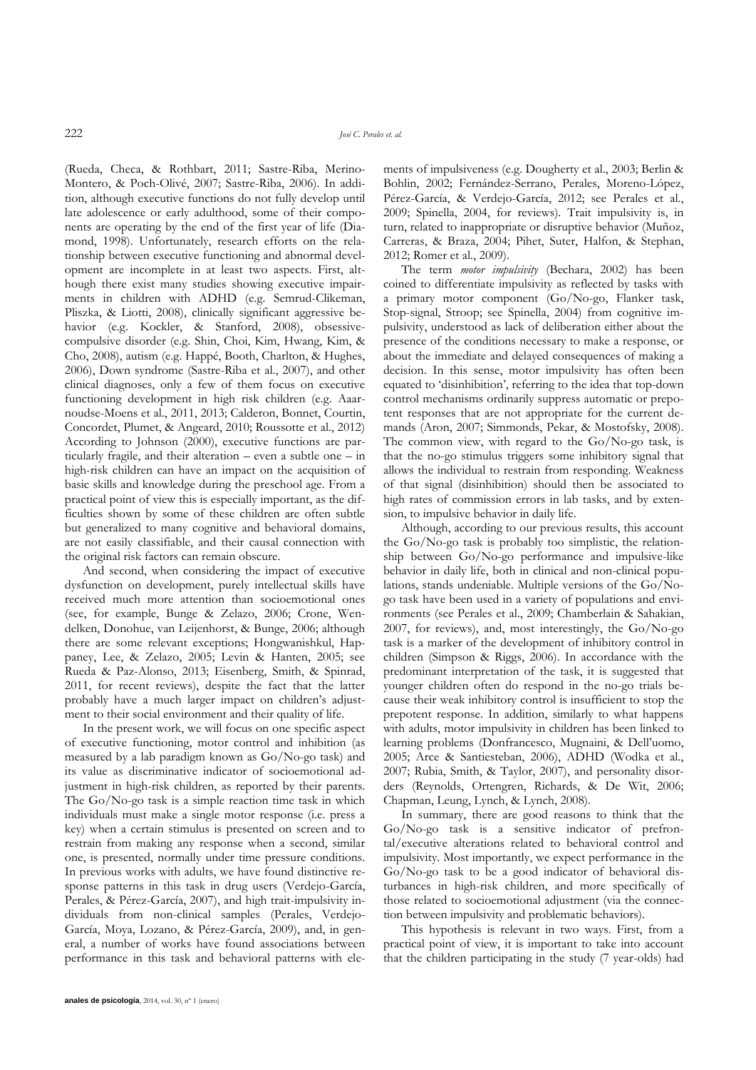(Rueda, Checa, & Rothbart, 2011; Sastre-Riba, Merino-Montero, & Poch-Olivé, 2007; Sastre-Riba, 2006). In addition, although executive functions do not fully develop until late adolescence or early adulthood, some of their components are operating by the end of the first year of life (Diamond, 1998). Unfortunately, research efforts on the relationship between executive functioning and abnormal development are incomplete in at least two aspects. First, although there exist many studies showing executive impairments in children with ADHD (e.g. Semrud-Clikeman, Pliszka, & Liotti, 2008), clinically significant aggressive behavior (e.g. Kockler, & Stanford, 2008), obsessive-compulsive disorder (e.g. Shin, Choi, Kim, Hwang, Kim, & Cho, 2008), autism (e.g. Happé, Booth, Charlton, & Hughes, 2006), Down syndrome (Sastre-Riba et al., 2007), and other clinical diagnoses, only a few of them focus on executive functioning development in high risk children (e.g. Aarnoudse-Moens et al., 2011, 2013; Calderon, Bonnet, Courtin, Concordet, Plumet, & Angeard, 2010; Roussotte et al., 2012) According to Johnson (2000), executive functions are particularly fragile, and their alteration – even a subtle one – in high-risk children can have an impact on the acquisition of basic skills and knowledge during the preschool age. From a practical point of view this is especially important, as the difficulties shown by some of these children are often subtle but generalized to many cognitive and behavioral domains, are not easily classifiable, and their causal connection with the original risk factors can remain obscure.

And second, when considering the impact of executive dysfunction on development, purely intellectual skills have received much more attention than socioemotional ones (see, for example, Bunge & Zelazo, 2006; Crone, Wendelken, Donohue, van Leijenhorst, & Bunge, 2006; although there are some relevant exceptions; Hongwanishkul, Happaney, Lee, & Zelazo, 2005; Levin & Hanten, 2005; see Rueda & Paz-Alonso, 2013; Eisenberg, Smith, & Spinrad, 2011, for recent reviews), despite the fact that the latter probably have a much larger impact on children's adjustment to their social environment and their quality of life.

In the present work, we will focus on one specific aspect of executive functioning, motor control and inhibition (as measured by a lab paradigm known as Go/No-go task) and its value as discriminative indicator of socioemotional adjustment in high-risk children, as reported by their parents. The Go/No-go task is a simple reaction time task in which individuals must make a single motor response (i.e. press a key) when a certain stimulus is presented on screen and to restrain from making any response when a second, similar one, is presented, normally under time pressure conditions. In previous works with adults, we have found distinctive response patterns in this task in drug users (Verdejo-García, Perales, & Pérez-García, 2007), and high trait-impulsivity individuals from non-clinical samples (Perales, Verdejo-García, Moya, Lozano, & Pérez-García, 2009), and, in general, a number of works have found associations between performance in this task and behavioral patterns with elements of impulsiveness (e.g. Dougherty et al., 2003; Berlin & Bohlin, 2002; Fernández-Serrano, Perales, Moreno-López, Pérez-García, & Verdejo-García, 2012; see Perales et al., 2009; Spinella, 2004, for reviews). Trait impulsivity is, in turn, related to inappropriate or disruptive behavior (Muñoz, Carreras, & Braza, 2004; Pihet, Suter, Halfon, & Stephan, 2012; Romer et al., 2009).

The term *motor impulsivity* (Bechara, 2002) has been coined to differentiate impulsivity as reflected by tasks with a primary motor component (Go/No-go, Flanker task, Stop-signal, Stroop; see Spinella, 2004) from cognitive impulsivity, understood as lack of deliberation either about the presence of the conditions necessary to make a response, or about the immediate and delayed consequences of making a decision. In this sense, motor impulsivity has often been equated to 'disinhibition', referring to the idea that top-down control mechanisms ordinarily suppress automatic or prepotent responses that are not appropriate for the current demands (Aron, 2007; Simmonds, Pekar, & Mostofsky, 2008). The common view, with regard to the Go/No-go task, is that the no-go stimulus triggers some inhibitory signal that allows the individual to restrain from responding. Weakness of that signal (disinhibition) should then be associated to high rates of commission errors in lab tasks, and by extension, to impulsive behavior in daily life.

Although, according to our previous results, this account the Go/No-go task is probably too simplistic, the relationship between Go/No-go performance and impulsive-like behavior in daily life, both in clinical and non-clinical populations, stands undeniable. Multiple versions of the Go/No-go task have been used in a variety of populations and environments (see Perales et al., 2009; Chamberlain & Sahakian, 2007, for reviews), and, most interestingly, the Go/No-go task is a marker of the development of inhibitory control in children (Simpson & Riggs, 2006). In accordance with the predominant interpretation of the task, it is suggested that younger children often do respond in the no-go trials because their weak inhibitory control is insufficient to stop the prepotent response. In addition, similarly to what happens with adults, motor impulsivity in children has been linked to learning problems (Donfrancesco, Mugnaini, & Dell'uomo, 2005; Arce & Santiesteban, 2006), ADHD (Wodka et al., 2007; Rubia, Smith, & Taylor, 2007), and personality disorders (Reynolds, Ortengren, Richards, & De Wit, 2006; Chapman, Leung, Lynch, & Lynch, 2008).

In summary, there are good reasons to think that the Go/No-go task is a sensitive indicator of prefrontal/executive alterations related to behavioral control and impulsivity. Most importantly, we expect performance in the Go/No-go task to be a good indicator of behavioral disturbances in high-risk children, and more specifically of those related to socioemotional adjustment (via the connection between impulsivity and problematic behaviors).

This hypothesis is relevant in two ways. First, from a practical point of view, it is important to take into account that the children participating in the study (7 year-olds) had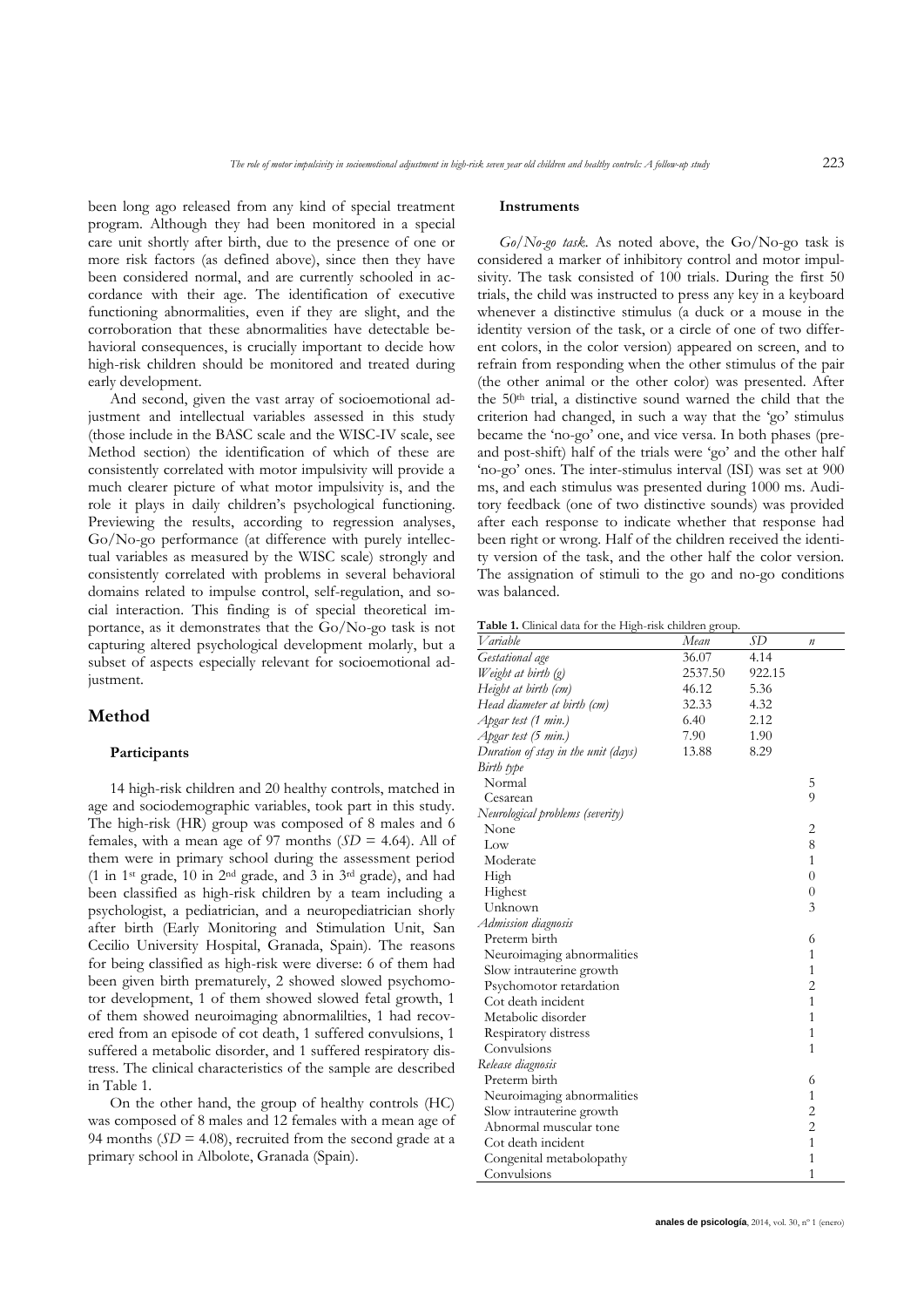been long ago released from any kind of special treatment program. Although they had been monitored in a special care unit shortly after birth, due to the presence of one or more risk factors (as defined above), since then they have been considered normal, and are currently schooled in accordance with their age. The identification of executive functioning abnormalities, even if they are slight, and the corroboration that these abnormalities have detectable behavioral consequences, is crucially important to decide how high-risk children should be monitored and treated during early development.

And second, given the vast array of socioemotional adjustment and intellectual variables assessed in this study (those include in the BASC scale and the WISC-IV scale, see Method section) the identification of which of these are consistently correlated with motor impulsivity will provide a much clearer picture of what motor impulsivity is, and the role it plays in daily children's psychological functioning. Previewing the results, according to regression analyses, Go/No-go performance (at difference with purely intellectual variables as measured by the WISC scale) strongly and consistently correlated with problems in several behavioral domains related to impulse control, self-regulation, and social interaction. This finding is of special theoretical importance, as it demonstrates that the Go/No-go task is not capturing altered psychological development molarly, but a subset of aspects especially relevant for socioemotional adjustment.

## Method

### Participants

14 high-risk children and 20 healthy controls, matched in age and sociodemographic variables, took part in this study. The high-risk (HR) group was composed of 8 males and 6 females, with a mean age of 97 months (*SD* = 4.64). All of them were in primary school during the assessment period (1 in 1st grade, 10 in 2nd grade, and 3 in 3rd grade), and had been classified as high-risk children by a team including a psychologist, a pediatrician, and a neuropediatrician shortly after birth (Early Monitoring and Stimulation Unit, San Cecilio University Hospital, Granada, Spain). The reasons for being classified as high-risk were diverse: 6 of them had been given birth prematurely, 2 showed slowed psychomotor development, 1 of them showed slowed fetal growth, 1 of them showed neuroimaging abnormalilties, 1 had recovered from an episode of cot death, 1 suffered convulsions, 1 suffered a metabolic disorder, and 1 suffered respiratory distress. The clinical characteristics of the sample are described in Table 1.

On the other hand, the group of healthy controls (HC) was composed of 8 males and 12 females with a mean age of 94 months (*SD* = 4.08), recruited from the second grade at a primary school in Albolote, Granada (Spain).

### Instruments

*Go/No-go task.* As noted above, the Go/No-go task is considered a marker of inhibitory control and motor impulsivity. The task consisted of 100 trials. During the first 50 trials, the child was instructed to press any key in a keyboard whenever a distinctive stimulus (a duck or a mouse in the identity version of the task, or a circle of one of two different colors, in the color version) appeared on screen, and to refrain from responding when the other stimulus of the pair (the other animal or the other color) was presented. After the 50th trial, a distinctive sound warned the child that the criterion had changed, in such a way that the 'go' stimulus became the 'no-go' one, and vice versa. In both phases (pre- and post-shift) half of the trials were 'go' and the other half 'no-go' ones. The inter-stimulus interval (ISI) was set at 900 ms, and each stimulus was presented during 1000 ms. Auditory feedback (one of two distinctive sounds) was provided after each response to indicate whether that response had been right or wrong. Half of the children received the identity version of the task, and the other half the color version. The assignation of stimuli to the go and no-go conditions was balanced.

**Table 1.** Clinical data for the High-risk children group.

| *Variable* | *Mean* | *SD* | *n* |
|---|---|---|---|
| *Gestational age* | 36.07 | 4.14 | |
| *Weight at birth (g)* | 2537.50 | 922.15 | |
| *Height at birth (cm)* | 46.12 | 5.36 | |
| *Head diameter at birth (cm)* | 32.33 | 4.32 | |
| *Apgar test (1 min.)* | 6.40 | 2.12 | |
| *Apgar test (5 min.)* | 7.90 | 1.90 | |
| *Duration of stay in the unit (days)* | 13.88 | 8.29 | |
| *Birth type* | | | |
| Normal | | | 5 |
| Cesarean | | | 9 |
| *Neurological problems (severity)* | | | |
| None | | | 2 |
| Low | | | 8 |
| Moderate | | | 1 |
| High | | | 0 |
| Highest | | | 0 |
| Unknown | | | 3 |
| *Admission diagnosis* | | | |
| Preterm birth | | | 6 |
| Neuroimaging abnormalities | | | 1 |
| Slow intrauterine growth | | | 1 |
| Psychomotor retardation | | | 2 |
| Cot death incident | | | 1 |
| Metabolic disorder | | | 1 |
| Respiratory distress | | | 1 |
| Convulsions | | | 1 |
| *Release diagnosis* | | | |
| Preterm birth | | | 6 |
| Neuroimaging abnormalities | | | 1 |
| Slow intrauterine growth | | | 2 |
| Abnormal muscular tone | | | 2 |
| Cot death incident | | | 1 |
| Congenital metabolopathy | | | 1 |
| Convulsions | | | 1 |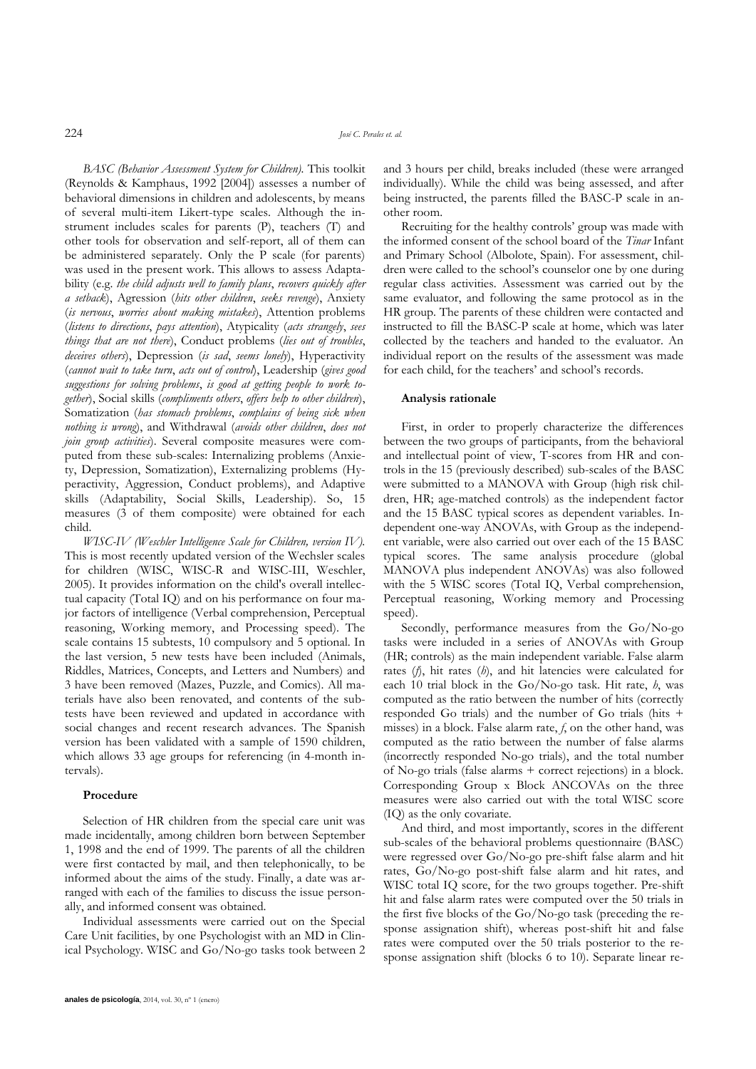*BASC (Behavior Assessment System for Children).* This toolkit (Reynolds & Kamphaus, 1992 [2004]) assesses a number of behavioral dimensions in children and adolescents, by means of several multi-item Likert-type scales. Although the instrument includes scales for parents (P), teachers (T) and other tools for observation and self-report, all of them can be administered separately. Only the P scale (for parents) was used in the present work. This allows to assess Adaptability (e.g. *the child adjusts well to family plans*, *recovers quickly after a setback*), Agression (*hits other children*, *seeks revenge*), Anxiety (*is nervous*, *worries about making mistakes*), Attention problems (*listens to directions*, *pays attention*), Atypicality (*acts strangely*, *sees things that are not there*), Conduct problems (*lies out of troubles*, *deceives others*), Depression (*is sad*, *seems lonely*), Hyperactivity (*cannot wait to take turn*, *acts out of control*), Leadership (*gives good suggestions for solving problems*, *is good at getting people to work together*), Social skills (*compliments others*, *offers help to other children*), Somatization (*has stomach problems*, *complains of being sick when nothing is wrong*), and Withdrawal (*avoids other children*, *does not join group activities*). Several composite measures were computed from these sub-scales: Internalizing problems (Anxiety, Depression, Somatization), Externalizing problems (Hyperactivity, Aggression, Conduct problems), and Adaptive skills (Adaptability, Social Skills, Leadership). So, 15 measures (3 of them composite) were obtained for each child.

*WISC-IV (Weschler Intelligence Scale for Children, version IV).* This is most recently updated version of the Wechsler scales for children (WISC, WISC-R and WISC-III, Weschler, 2005). It provides information on the child's overall intellectual capacity (Total IQ) and on his performance on four major factors of intelligence (Verbal comprehension, Perceptual reasoning, Working memory, and Processing speed). The scale contains 15 subtests, 10 compulsory and 5 optional. In the last version, 5 new tests have been included (Animals, Riddles, Matrices, Concepts, and Letters and Numbers) and 3 have been removed (Mazes, Puzzle, and Comics). All materials have also been renovated, and contents of the subtests have been reviewed and updated in accordance with social changes and recent research advances. The Spanish version has been validated with a sample of 1590 children, which allows 33 age groups for referencing (in 4-month intervals).

### Procedure

Selection of HR children from the special care unit was made incidentally, among children born between September 1, 1998 and the end of 1999. The parents of all the children were first contacted by mail, and then telephonically, to be informed about the aims of the study. Finally, a date was arranged with each of the families to discuss the issue personally, and informed consent was obtained.

Individual assessments were carried out on the Special Care Unit facilities, by one Psychologist with an MD in Clinical Psychology. WISC and Go/No-go tasks took between 2 and 3 hours per child, breaks included (these were arranged individually). While the child was being assessed, and after being instructed, the parents filled the BASC-P scale in another room.

Recruiting for the healthy controls' group was made with the informed consent of the school board of the *Tinar* Infant and Primary School (Albolote, Spain). For assessment, children were called to the school's counselor one by one during regular class activities. Assessment was carried out by the same evaluator, and following the same protocol as in the HR group. The parents of these children were contacted and instructed to fill the BASC-P scale at home, which was later collected by the teachers and handed to the evaluator. An individual report on the results of the assessment was made for each child, for the teachers' and school's records.

### Analysis rationale

First, in order to properly characterize the differences between the two groups of participants, from the behavioral and intellectual point of view, T-scores from HR and controls in the 15 (previously described) sub-scales of the BASC were submitted to a MANOVA with Group (high risk children, HR; age-matched controls) as the independent factor and the 15 BASC typical scores as dependent variables. Independent one-way ANOVAs, with Group as the independent variable, were also carried out over each of the 15 BASC typical scores. The same analysis procedure (global MANOVA plus independent ANOVAs) was also followed with the 5 WISC scores (Total IQ, Verbal comprehension, Perceptual reasoning, Working memory and Processing speed).

Secondly, performance measures from the Go/No-go tasks were included in a series of ANOVAs with Group (HR; controls) as the main independent variable. False alarm rates ($f$), hit rates ($h$), and hit latencies were calculated for each 10 trial block in the Go/No-go task. Hit rate, $h$, was computed as the ratio between the number of hits (correctly responded Go trials) and the number of Go trials (hits + misses) in a block. False alarm rate, $f$, on the other hand, was computed as the ratio between the number of false alarms (incorrectly responded No-go trials), and the total number of No-go trials (false alarms + correct rejections) in a block. Corresponding Group x Block ANCOVAs on the three measures were also carried out with the total WISC score (IQ) as the only covariate.

And third, and most importantly, scores in the different sub-scales of the behavioral problems questionnaire (BASC) were regressed over Go/No-go pre-shift false alarm and hit rates, Go/No-go post-shift false alarm and hit rates, and WISC total IQ score, for the two groups together. Pre-shift hit and false alarm rates were computed over the 50 trials in the first five blocks of the Go/No-go task (preceding the response assignation shift), whereas post-shift hit and false rates were computed over the 50 trials posterior to the response assignation shift (blocks 6 to 10). Separate linear re-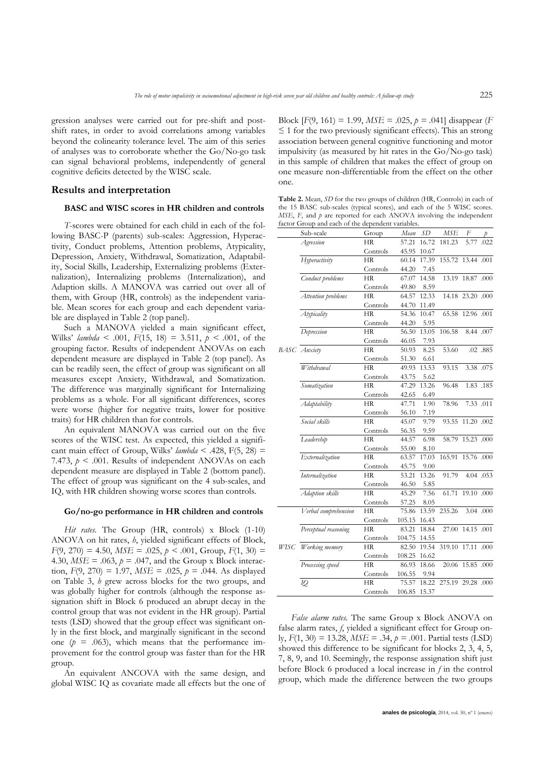gression analyses were carried out for pre-shift and post-shift rates, in order to avoid correlations among variables beyond the colinearity tolerance level. The aim of this series of analyses was to corroborate whether the Go/No-go task can signal behavioral problems, independently of general cognitive deficits detected by the WISC scale.

## Results and interpretation

### BASC and WISC scores in HR children and controls

*T*-scores were obtained for each child in each of the following BASC-P (parents) sub-scales: Aggression, Hyperactivity, Conduct problems, Attention problems, Atypicality, Depression, Anxiety, Withdrawal, Somatization, Adaptability, Social Skills, Leadership, Externalizing problems (Externalization), Internalizing problems (Internalization), and Adaption skills. A MANOVA was carried out over all of them, with Group (HR, controls) as the independent variable. Mean scores for each group and each dependent variable are displayed in Table 2 (top panel).

Such a MANOVA yielded a main significant effect, Wilks' *lambda* < .001, $F(15, 18) = 3.511$, $p < .001$, of the grouping factor. Results of independent ANOVAs on each dependent measure are displayed in Table 2 (top panel). As can be readily seen, the effect of group was significant on all measures except Anxiety, Withdrawal, and Somatization. The difference was marginally significant for Internalizing problems as a whole. For all significant differences, scores were worse (higher for negative traits, lower for positive traits) for HR children than for controls.

An equivalent MANOVA was carried out on the five scores of the WISC test. As expected, this yielded a significant main effect of Group, Wilks' *lambda* < .428, $F(5, 28) = 7.473$, $p < .001$. Results of independent ANOVAs on each dependent measure are displayed in Table 2 (bottom panel). The effect of group was significant on the 4 sub-scales, and IQ, with HR children showing worse scores than controls.

### Go/no-go performance in HR children and controls

*Hit rates.* The Group (HR, controls) x Block (1-10) ANOVA on hit rates, *h*, yielded significant effects of Block, $F(9, 270) = 4.50$, $MSE = .025$, $p < .001$, Group, $F(1, 30) = 4.30$, $MSE = .063$, $p = .047$, and the Group x Block interaction, $F(9, 270) = 1.97$, $MSE = .025$, $p = .044$. As displayed on Table 3, *h* grew across blocks for the two groups, and was globally higher for controls (although the response assignation shift in Block 6 produced an abrupt decay in the control group that was not evident in the HR group). Partial tests (LSD) showed that the group effect was significant only in the first block, and marginally significant in the second one ($p = .063$), which means that the performance improvement for the control group was faster than for the HR group.

An equivalent ANCOVA with the same design, and global WISC IQ as covariate made all effects but the one of Block [$F(9, 161) = 1.99$, $MSE = .025$, $p = .041$] disappear ($F \leq 1$ for the two previously significant effects). This an strong association between general cognitive functioning and motor impulsivity (as measured by hit rates in the Go/No-go task) in this sample of children that makes the effect of group on one measure non-differentiable from the effect on the other one.

**Table 2.** Mean, *SD* for the two groups of children (HR, Controls) in each of the 15 BASC sub-scales (typical scores), and each of the 5 WISC scores. *MSE*, *F*, and *p* are reported for each ANOVA involving the independent factor Group and each of the dependent variables.

| | Sub-scale | Group | *Mean* | *SD* | *MSE* | *F* | *p* |
|---|---|---|---|---|---|---|---|
| BASC | *Agression* | HR | 57.21 | 16.72 | 181.23 | 5.77 | .022 |
| | | Controls | 45.95 | 10.67 | | | |
| | *Hyperactivity* | HR | 60.14 | 17.39 | 155.72 | 13.44 | .001 |
| | | Controls | 44.20 | 7.45 | | | |
| | *Conduct problems* | HR | 67.07 | 14.58 | 13.19 | 18.87 | .000 |
| | | Controls | 49.80 | 8.59 | | | |
| | *Attention problems* | HR | 64.57 | 12.33 | 14.18 | 23.20 | .000 |
| | | Controls | 44.70 | 11.49 | | | |
| | *Atypicality* | HR | 54.36 | 10.47 | 65.58 | 12.96 | .001 |
| | | Controls | 44.20 | 5.95 | | | |
| | *Depression* | HR | 56.50 | 13.05 | 106.58 | 8.44 | .007 |
| | | Controls | 46.05 | 7.93 | | | |
| | *Anxiety* | HR | 50.93 | 8.25 | 53.60 | .02 | .885 |
| | | Controls | 51.30 | 6.61 | | | |
| | *Withdrawal* | HR | 49.93 | 13.53 | 93.15 | 3.38 | .075 |
| | | Controls | 43.75 | 5.62 | | | |
| | *Somatization* | HR | 47.29 | 13.26 | 96.48 | 1.83 | .185 |
| | | Controls | 42.65 | 6.49 | | | |
| | *Adaptability* | HR | 47.71 | 1.90 | 78.96 | 7.33 | .011 |
| | | Controls | 56.10 | 7.19 | | | |
| | *Social skills* | HR | 45.07 | 9.79 | 93.55 | 11.20 | .002 |
| | | Controls | 56.35 | 9.59 | | | |
| | *Leadership* | HR | 44.57 | 6.98 | 58.79 | 15.23 | .000 |
| | | Controls | 55.00 | 8.10 | | | |
| | *Externalization* | HR | 63.57 | 17.03 | 165.91 | 15.76 | .000 |
| | | Controls | 45.75 | 9.00 | | | |
| | *Internalization* | HR | 53.21 | 13.26 | 91.79 | 4.04 | .053 |
| | | Controls | 46.50 | 5.85 | | | |
| | *Adaption skills* | HR | 45.29 | 7.56 | 61.71 | 19.10 | .000 |
| | | Controls | 57.25 | 8.05 | | | |
| WISC | *Verbal comprehension* | HR | 75.86 | 13.59 | 235.26 | 3.04 | .000 |
| | | Controls | 105.15 | 16.43 | | | |
| | *Perceptual reasoning* | HR | 83.21 | 18.84 | 27.00 | 14.15 | .001 |
| | | Controls | 104.75 | 14.55 | | | |
| | *Working memory* | HR | 82.50 | 19.54 | 319.10 | 17.11 | .000 |
| | | Controls | 108.25 | 16.62 | | | |
| | *Processing speed* | HR | 86.93 | 18.66 | 20.06 | 15.85 | .000 |
| | | Controls | 106.55 | 9.94 | | | |
| | *IQ* | HR | 75.57 | 18.22 | 275.19 | 29.28 | .000 |
| | | Controls | 106.85 | 15.37 | | | |

*False alarm rates.* The same Group x Block ANOVA on false alarm rates, *f*, yielded a significant effect for Group only, $F(1, 30) = 13.28$, $MSE = .34$, $p = .001$. Partial tests (LSD) showed this difference to be significant for blocks 2, 3, 4, 5, 7, 8, 9, and 10. Seemingly, the response assignation shift just before Block 6 produced a local increase in *f* in the control group, which made the difference between the two groups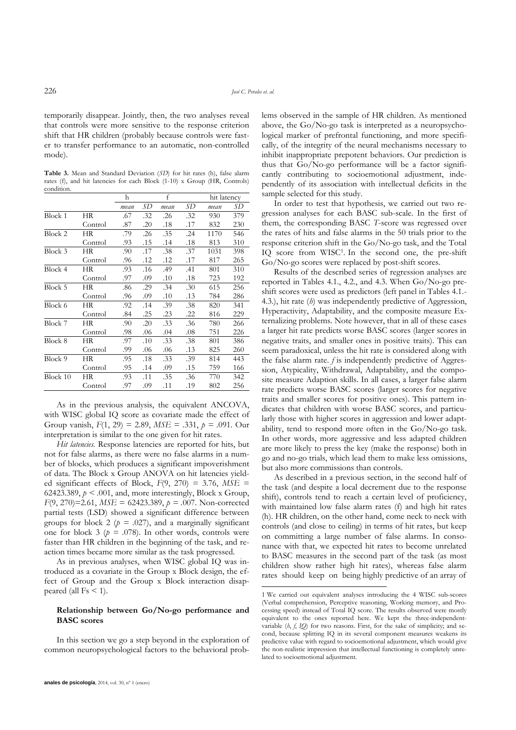temporarily disappear. Jointly, then, the two analyses reveal that controls were more sensitive to the response criterion shift that HR children (probably because controls were faster to transfer performance to an automatic, non-controlled mode).

**Table 3.** Mean and Standard Deviation (*SD*) for hit rates (h), false alarm rates (f), and hit latencies for each Block (1-10) x Group (HR, Controls) condition.

| | | h | | f | | hit latency | |
|---|---|---|---|---|---|---|---|
| | | *mean* | *SD* | *mean* | *SD* | *mean* | *SD* |
| Block 1 | HR | .67 | .32 | .26 | .32 | 930 | 379 |
| | Control | .87 | .20 | .18 | .17 | 832 | 230 |
| Block 2 | HR | .79 | .26 | .35 | .24 | 1170 | 546 |
| | Control | .93 | .15 | .14 | .18 | 813 | 310 |
| Block 3 | HR | .90 | .17 | .38 | .37 | 1031 | 398 |
| | Control | .96 | .12 | .12 | .17 | 817 | 265 |
| Block 4 | HR | .93 | .16 | .49 | .41 | 801 | 310 |
| | Control | .97 | .09 | .10 | .18 | 723 | 192 |
| Block 5 | HR | .86 | .29 | .34 | .30 | 615 | 256 |
| | Control | .96 | .09 | .10 | .13 | 784 | 286 |
| Block 6 | HR | .92 | .14 | .39 | .38 | 820 | 341 |
| | Control | .84 | .25 | .23 | .22 | 816 | 229 |
| Block 7 | HR | .90 | .20 | .33 | .36 | 780 | 266 |
| | Control | .98 | .06 | .04 | .08 | 751 | 226 |
| Block 8 | HR | .97 | .10 | .33 | .38 | 801 | 386 |
| | Control | .99 | .06 | .06 | .13 | 825 | 260 |
| Block 9 | HR | .95 | .18 | .33 | .39 | 814 | 443 |
| | Control | .95 | .14 | .09 | .15 | 759 | 166 |
| Block 10 | HR | .93 | .11 | .35 | .36 | 770 | 342 |
| | Control | .97 | .09 | .11 | .19 | 802 | 256 |

As in the previous analysis, the equivalent ANCOVA, with WISC global IQ score as covariate made the effect of Group vanish, $F(1, 29) = 2.89$, $MSE = .331$, $p = .091$. Our interpretation is similar to the one given for hit rates.

*Hit latencies.* Response latencies are reported for hits, but not for false alarms, as there were no false alarms in a number of blocks, which produces a significant impoverishment of data. The Block x Group ANOVA on hit latencies yielded significant effects of Block, $F(9, 270) = 3.76$, $MSE = 62423.389$, $p < .001$, and, more interestingly, Block x Group, $F(9, 270)=2.61$, $MSE = 62423.389$, $p = .007$. Non-corrected partial tests (LSD) showed a significant difference between groups for block 2 ($p = .027$), and a marginally significant one for block 3 ($p = .078$). In other words, controls were faster than HR children in the beginning of the task, and reaction times became more similar as the task progressed.

As in previous analyses, when WISC global IQ was introduced as a covariate in the Group x Block design, the effect of Group and the Group x Block interaction disappeared (all $Fs < 1$).

### Relationship between Go/No-go performance and BASC scores

In this section we go a step beyond in the exploration of common neuropsychological factors to the behavioral problems observed in the sample of HR children. As mentioned above, the Go/No-go task is interpreted as a neuropsychological marker of prefrontal functioning, and more specifically, of the integrity of the neural mechanisms necessary to inhibit inappropriate prepotent behaviors. Our prediction is thus that Go/No-go performance will be a factor significantly contributing to socioemotional adjustment, independently of its association with intellectual deficits in the sample selected for this study.

In order to test that hypothesis, we carried out two regression analyses for each BASC sub-scale. In the first of them, the corresponding BASC *T*-score was regressed over the rates of hits and false alarms in the 50 trials prior to the response criterion shift in the Go/No-go task, and the Total IQ score from WISC[1]. In the second one, the pre-shift Go/No-go scores were replaced by post-shift scores.

Results of the described series of regression analyses are reported in Tables 4.1., 4.2., and 4.3. When Go/No-go pre-shift scores were used as predictors (left panel in Tables 4.1.-4.3.), hit rate (*h*) was independently predictive of Aggression, Hyperactivity, Adaptability, and the composite measure Externalizing problems. Note however, that in all of these cases a larger hit rate predicts worse BASC scores (larger scores in negative traits, and smaller ones in positive traits). This can seem paradoxical, unless the hit rate is considered along with the false alarm rate. *f* is independently predictive of Aggression, Atypicality, Withdrawal, Adaptability, and the composite measure Adaption skills. In all cases, a larger false alarm rate predicts worse BASC scores (larger scores for negative traits and smaller scores for positive ones). This pattern indicates that children with worse BASC scores, and particularly those with higher scores in aggression and lower adaptability, tend to respond more often in the Go/No-go task. In other words, more aggressive and less adapted children are more likely to press the key (make the response) both in go and no-go trials, which lead them to make less omissions, but also more commissions than controls.

As described in a previous section, in the second half of the task (and despite a local decrement due to the response shift), controls tend to reach a certain level of proficiency, with maintained low false alarm rates (f) and high hit rates (h). HR children, on the other hand, come neck to neck with controls (and close to ceiling) in terms of hit rates, but keep on committing a large number of false alarms. In consonance with that, we expected hit rates to become unrelated to BASC measures in the second part of the task (as most children show rather high hit rates), whereas false alarm rates should keep on being highly predictive of an array of

---

1 We carried out equivalent analyses introducing the 4 WISC sub-scores (Verbal comprehension, Perceptive reasoning, Working memory, and Processing speed) instead of Total IQ score. The results observed were mostly equivalent to the ones reported here. We kept the three-independent-variable (*h*, *f*, *IQ*) for two reasons. First, for the sake of simplicity; and second, because splitting IQ in its several component measures weakens its predictive value with regard to socioemotional adjustment, which would give the non-realistic impression that intellectual functioning is completely unrelated to socioemotional adjustment.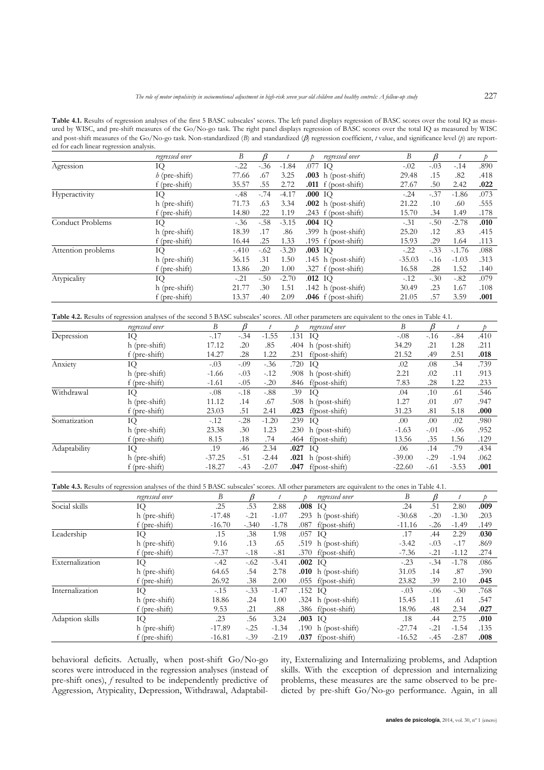**Table 4.1.** Results of regression analyses of the first 5 BASC subscales' scores. The left panel displays regression of BASC scores over the total IQ as measured by WISC, and pre-shift measures of the Go/No-go task. The right panel displays regression of BASC scores over the total IQ as measured by WISC and post-shift measures of the Go/No-go task. Non-standardized (*B*) and standardized (*β*) regression coefficient, *t* value, and significance level (*p*) are reported for each linear regression analysis.

| | *regressed over* | *B* | *β* | *t* | *p* | *regressed over* | *B* | *β* | *t* | *p* |
|---|---|---|---|---|---|---|---|---|---|---|
| Agression | IQ | -.22 | -.36 | -1.84 | .077 | IQ | -.02 | -.03 | -.14 | .890 |
| | *h* (pre-shift) | 77.66 | .67 | 3.25 | **.003** | h (post-shift) | 29.48 | .15 | .82 | .418 |
| | f (pre-shift) | 35.57 | .55 | 2.72 | **.011** | f (post-shift) | 27.67 | .50 | 2.42 | **.022** |
| Hyperactivity | IQ | -.48 | -.74 | -4.17 | **.000** | IQ | -.24 | -.37 | -1.86 | .073 |
| | h (pre-shift) | 71.73 | .63 | 3.34 | **.002** | h (post-shift) | 21.22 | .10 | .60 | .555 |
| | f (pre-shift) | 14.80 | .22 | 1.19 | .243 | f (post-shift) | 15.70 | .34 | 1.49 | .178 |
| Conduct Problems | IQ | -.36 | -.58 | -3.15 | **.004** | IQ | -.31 | -.50 | -2.78 | **.010** |
| | h (pre-shift) | 18.39 | .17 | .86 | .399 | h (post-shift) | 25.20 | .12 | .83 | .415 |
| | f (pre-shift) | 16.44 | .25 | 1.33 | .195 | f (post-shift) | 15.93 | .29 | 1.64 | .113 |
| Attention problems | IQ | -.410 | -.62 | -3.20 | **.003** | IQ | -.22 | -.33 | -1.76 | .088 |
| | h (pre-shift) | 36.15 | .31 | 1.50 | .145 | h (post-shift) | -35.03 | -.16 | -1.03 | .313 |
| | f (pre-shift) | 13.86 | .20 | 1.00 | .327 | f (post-shift) | 16.58 | .28 | 1.52 | .140 |
| Atypicality | IQ | -.21 | -.50 | -2.70 | **.012** | IQ | -.12 | -.30 | -.82 | .079 |
| | h (pre-shift) | 21.77 | .30 | 1.51 | .142 | h (post-shift) | 30.49 | .23 | 1.67 | .108 |
| | f (pre-shift) | 13.37 | .40 | 2.09 | **.046** | f (post-shift) | 21.05 | .57 | 3.59 | **.001** |

**Table 4.2.** Results of regression analyses of the second 5 BASC subscales' scores. All other parameters are equivalent to the ones in Table 4.1.

| | *regressed over* | *B* | *β* | *t* | *p* | *regressed over* | *B* | *β* | *t* | *p* |
|---|---|---|---|---|---|---|---|---|---|---|
| Depression | IQ | -.17 | -.34 | -1.55 | .131 | IQ | -.08 | -.16 | -.84 | .410 |
| | h (pre-shift) | 17.12 | .20 | .85 | .404 | h (post-shift) | 34.29 | .21 | 1.28 | .211 |
| | f (pre-shift) | 14.27 | .28 | 1.22 | .231 | f(post-shift) | 21.52 | .49 | 2.51 | **.018** |
| Anxiety | IQ | -.03 | -.09 | -.36 | .720 | IQ | .02 | .08 | .34 | .739 |
| | h (pre-shift) | -1.66 | -.03 | -.12 | .908 | h (post-shift) | 2.21 | .02 | .11 | .913 |
| | f (pre-shift) | -1.61 | -.05 | -.20 | .846 | f(post-shift) | 7.83 | .28 | 1.22 | .233 |
| Withdrawal | IQ | -.08 | -.18 | -.88 | .39 | IQ | .04 | .10 | .61 | .546 |
| | h (pre-shift) | 11.12 | .14 | .67 | .508 | h (post-shift) | 1.27 | .01 | .07 | .947 |
| | f (pre-shift) | 23.03 | .51 | 2.41 | **.023** | f(post-shift) | 31.23 | .81 | 5.18 | **.000** |
| Somatization | IQ | -.12 | -.28 | -1.20 | .239 | IQ | .00 | .00 | .02 | .980 |
| | h (pre-shift) | 23.38 | .30 | 1.23 | .230 | h (post-shift) | -1.63 | -.01 | -.06 | .952 |
| | f (pre-shift) | 8.15 | .18 | .74 | .464 | f(post-shift) | 13.56 | .35 | 1.56 | .129 |
| Adaptability | IQ | .19 | .46 | 2.34 | **.027** | IQ | .06 | .14 | .79 | .434 |
| | h (pre-shift) | -37.25 | -.51 | -2.44 | **.021** | h (post-shift) | -39.00 | -.29 | -1.94 | .062 |
| | f (pre-shift) | -18.27 | -.43 | -2.07 | **.047** | f(post-shift) | -22.60 | -.61 | -3.53 | **.001** |

**Table 4.3.** Results of regression analyses of the third 5 BASC subscales' scores. All other parameters are equivalent to the ones in Table 4.1.

| | *regressed over* | *B* | *β* | *t* | *p* | *regressed over* | *B* | *β* | *t* | *p* |
|---|---|---|---|---|---|---|---|---|---|---|
| Social skills | IQ | .25 | .53 | 2.88 | **.008** | IQ | .24 | .51 | 2.80 | **.009** |
| | h (pre-shift) | -17.48 | -.21 | -1.07 | .293 | h (post-shift) | -30.68 | -.20 | -1.30 | .203 |
| | f (pre-shift) | -16.70 | -.340 | -1.78 | .087 | f(post-shift) | -11.16 | -.26 | -1.49 | .149 |
| Leadership | IQ | .15 | .38 | 1.98 | .057 | IQ | .17 | .44 | 2.29 | **.030** |
| | h (pre-shift) | 9.16 | .13 | .65 | .519 | h (post-shift) | -3.42 | -.03 | -.17 | .869 |
| | f (pre-shift) | -7.37 | -.18 | -.81 | .370 | f(post-shift) | -7.36 | -.21 | -1.12 | .274 |
| Externalization | IQ | -.42 | -.62 | -3.41 | **.002** | IQ | -.23 | -.34 | -1.78 | .086 |
| | h (pre-shift) | 64.65 | .54 | 2.78 | **.010** | h (post-shift) | 31.05 | .14 | .87 | .390 |
| | f (pre-shift) | 26.92 | .38 | 2.00 | .055 | f(post-shift) | 23.82 | .39 | 2.10 | **.045** |
| Internalization | IQ | -.15 | -.33 | -1.47 | .152 | IQ | -.03 | -.06 | -.30 | .768 |
| | h (pre-shift) | 18.86 | .24 | 1.00 | .324 | h (post-shift) | 15.45 | .11 | .61 | .547 |
| | f (pre-shift) | 9.53 | .21 | .88 | .386 | f(post-shift) | 18.96 | .48 | 2.34 | **.027** |
| Adaption skills | IQ | .23 | .56 | 3.24 | **.003** | IQ | .18 | .44 | 2.75 | **.010** |
| | h (pre-shift) | -17.89 | -.25 | -1.34 | .190 | h (post-shift) | -27.74 | -.21 | -1.54 | .135 |
| | f (pre-shift) | -16.81 | -.39 | -2.19 | **.037** | f(post-shift) | -16.52 | -.45 | -2.87 | **.008** |

behavioral deficits. Actually, when post-shift Go/No-go scores were introduced in the regression analyses (instead of pre-shift ones), *f* resulted to be independently predictive of Aggression, Atypicality, Depression, Withdrawal, Adaptability, Externalizing and Internalizing problems, and Adaption skills. With the exception of depression and internalizing problems, these measures are the same observed to be predicted by pre-shift Go/No-go performance. Again, in all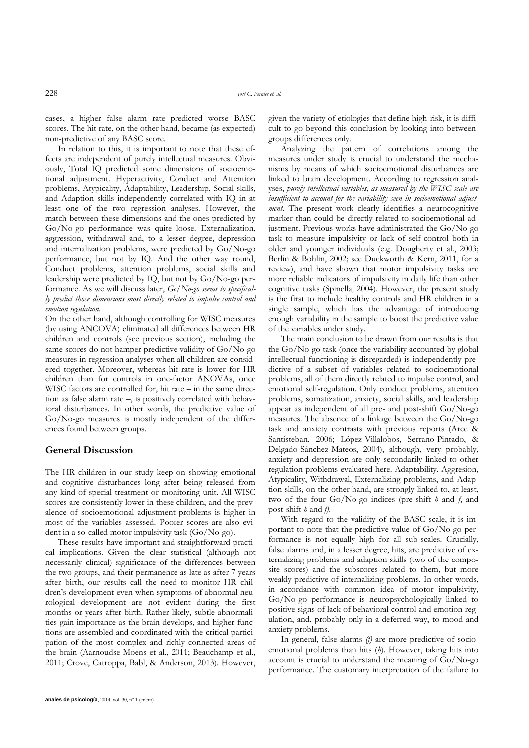cases, a higher false alarm rate predicted worse BASC scores. The hit rate, on the other hand, became (as expected) non-predictive of any BASC score.

In relation to this, it is important to note that these effects are independent of purely intellectual measures. Obviously, Total IQ predicted some dimensions of socioemotional adjustment. Hyperactivity, Conduct and Attention problems, Atypicality, Adaptability, Leadership, Social skills, and Adaption skills independently correlated with IQ in at least one of the two regression analyses. However, the match between these dimensions and the ones predicted by Go/No-go performance was quite loose. Externalization, aggression, withdrawal and, to a lesser degree, depression and internalization problems, were predicted by Go/No-go performance, but not by IQ. And the other way round, Conduct problems, attention problems, social skills and leadership were predicted by IQ, but not by Go/No-go performance. As we will discuss later, *Go/No-go seems to specifically predict those dimensions most directly related to impulse control and emotion regulation.*

On the other hand, although controlling for WISC measures (by using ANCOVA) eliminated all differences between HR children and controls (see previous section), including the same scores do not hamper predictive validity of Go/No-go measures in regression analyses when all children are considered together. Moreover, whereas hit rate is lower for HR children than for controls in one-factor ANOVAs, once WISC factors are controlled for, hit rate – in the same direction as false alarm rate –, is positively correlated with behavioral disturbances. In other words, the predictive value of Go/No-go measures is mostly independent of the differences found between groups.

## General Discussion

The HR children in our study keep on showing emotional and cognitive disturbances long after being released from any kind of special treatment or monitoring unit. All WISC scores are consistently lower in these children, and the prevalence of socioemotional adjustment problems is higher in most of the variables assessed. Poorer scores are also evident in a so-called motor impulsivity task (Go/No-go).

These results have important and straightforward practical implications. Given the clear statistical (although not necessarily clinical) significance of the differences between the two groups, and their permanence as late as after 7 years after birth, our results call the need to monitor HR children's development even when symptoms of abnormal neurological development are not evident during the first months or years after birth. Rather likely, subtle abnormalities gain importance as the brain develops, and higher functions are assembled and coordinated with the critical participation of the most complex and richly connected areas of the brain (Aarnoudse-Moens et al., 2011; Beauchamp et al., 2011; Crove, Catroppa, Babl, & Anderson, 2013). However, given the variety of etiologies that define high-risk, it is difficult to go beyond this conclusion by looking into between-groups differences only.

Analyzing the pattern of correlations among the measures under study is crucial to understand the mechanisms by means of which socioemotional disturbances are linked to brain development. According to regression analyses, *purely intellectual variables, as measured by the WISC scale are insufficient to account for the variability seen in socioemotional adjustment.* The present work clearly identifies a neurocognitive marker than could be directly related to socioemotional adjustment. Previous works have administrated the Go/No-go task to measure impulsivity or lack of self-control both in older and younger individuals (e.g. Dougherty et al., 2003; Berlin & Bohlin, 2002; see Duckworth & Kern, 2011, for a review), and have shown that motor impulsivity tasks are more reliable indicators of impulsivity in daily life than other cognitive tasks (Spinella, 2004). However, the present study is the first to include healthy controls and HR children in a single sample, which has the advantage of introducing enough variability in the sample to boost the predictive value of the variables under study.

The main conclusion to be drawn from our results is that the Go/No-go task (once the variability accounted by global intellectual functioning is disregarded) is independently predictive of a subset of variables related to socioemotional problems, all of them directly related to impulse control, and emotional self-regulation. Only conduct problems, attention problems, somatization, anxiety, social skills, and leadership appear as independent of all pre- and post-shift Go/No-go measures. The absence of a linkage between the Go/No-go task and anxiety contrasts with previous reports (Arce & Santisteban, 2006; López-Villalobos, Serrano-Pintado, & Delgado-Sánchez-Mateos, 2004), although, very probably, anxiety and depression are only secondarily linked to other regulation problems evaluated here. Adaptability, Aggresion, Atypicality, Withdrawal, Externalizing problems, and Adaption skills, on the other hand, are strongly linked to, at least, two of the four Go/No-go indices (pre-shift *h* and *f*, and post-shift *h* and *f*).

With regard to the validity of the BASC scale, it is important to note that the predictive value of Go/No-go performance is not equally high for all sub-scales. Crucially, false alarms and, in a lesser degree, hits, are predictive of externalizing problems and adaption skills (two of the composite scores) and the subscores related to them, but more weakly predictive of internalizing problems. In other words, in accordance with common idea of motor impulsivity, Go/No-go performance is neuropsychologically linked to positive signs of lack of behavioral control and emotion regulation, and, probably only in a deferred way, to mood and anxiety problems.

In general, false alarms *(f)* are more predictive of socioemotional problems than hits (*h*). However, taking hits into account is crucial to understand the meaning of Go/No-go performance. The customary interpretation of the failure to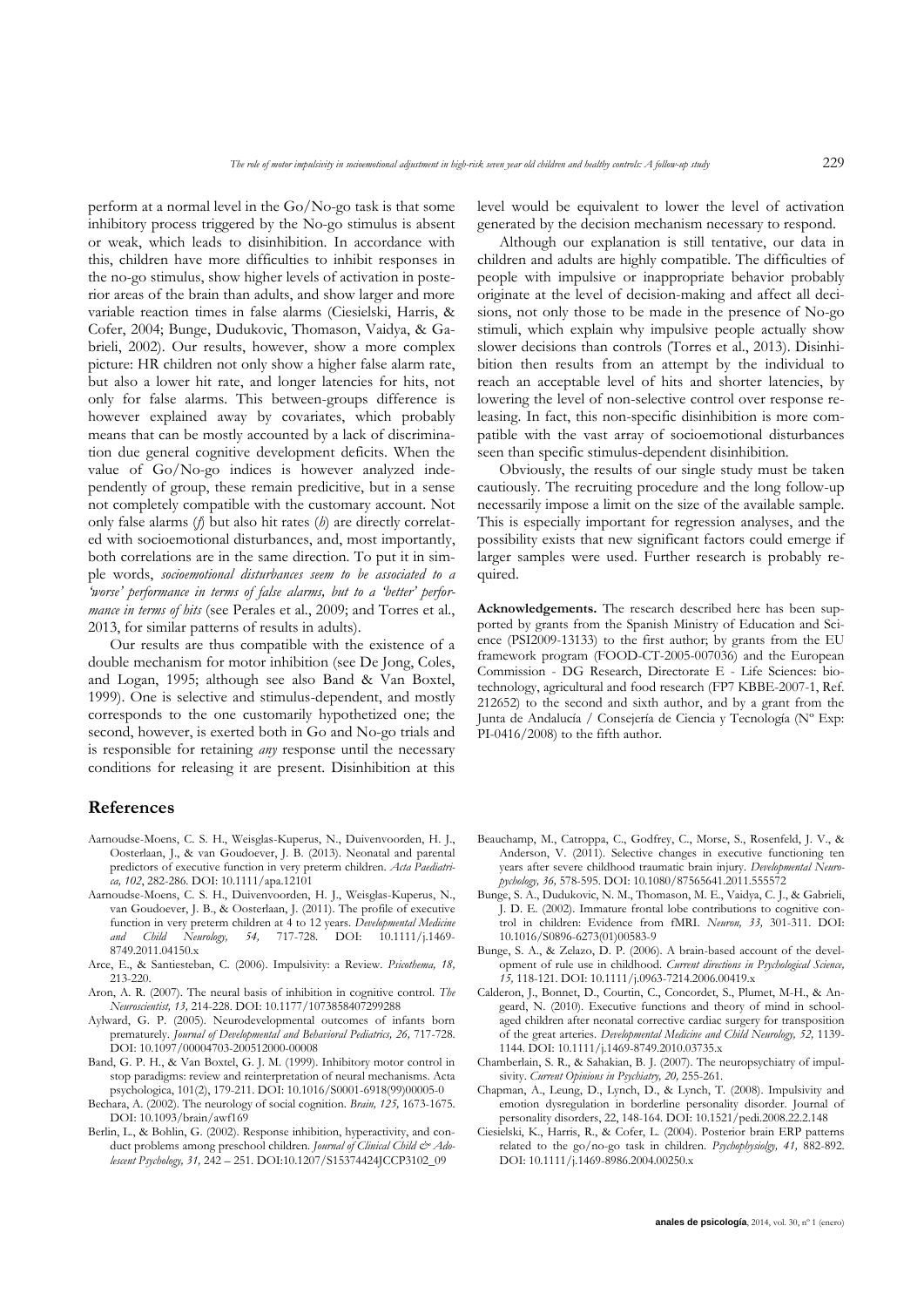perform at a normal level in the Go/No-go task is that some inhibitory process triggered by the No-go stimulus is absent or weak, which leads to disinhibition. In accordance with this, children have more difficulties to inhibit responses in the no-go stimulus, show higher levels of activation in posterior areas of the brain than adults, and show larger and more variable reaction times in false alarms (Ciesielski, Harris, & Cofer, 2004; Bunge, Dudukovic, Thomason, Vaidya, & Gabrieli, 2002). Our results, however, show a more complex picture: HR children not only show a higher false alarm rate, but also a lower hit rate, and longer latencies for hits, not only for false alarms. This between-groups difference is however explained away by covariates, which probably means that can be mostly accounted by a lack of discrimination due general cognitive development deficits. When the value of Go/No-go indices is however analyzed independently of group, these remain predicitive, but in a sense not completely compatible with the customary account. Not only false alarms (*f*) but also hit rates (*h*) are directly correlated with socioemotional disturbances, and, most importantly, both correlations are in the same direction. To put it in simple words, *socioemotional disturbances seem to be associated to a 'worse' performance in terms of false alarms, but to a 'better' performance in terms of hits* (see Perales et al., 2009; and Torres et al., 2013, for similar patterns of results in adults).

Our results are thus compatible with the existence of a double mechanism for motor inhibition (see De Jong, Coles, and Logan, 1995; although see also Band & Van Boxtel, 1999). One is selective and stimulus-dependent, and mostly corresponds to the one customarily hypothetized one; the second, however, is exerted both in Go and No-go trials and is responsible for retaining *any* response until the necessary conditions for releasing it are present. Disinhibition at this level would be equivalent to lower the level of activation generated by the decision mechanism necessary to respond.

Although our explanation is still tentative, our data in children and adults are highly compatible. The difficulties of people with impulsive or inappropriate behavior probably originate at the level of decision-making and affect all decisions, not only those to be made in the presence of No-go stimuli, which explain why impulsive people actually show slower decisions than controls (Torres et al., 2013). Disinhibition then results from an attempt by the individual to reach an acceptable level of hits and shorter latencies, by lowering the level of non-selective control over response releasing. In fact, this non-specific disinhibition is more compatible with the vast array of socioemotional disturbances seen than specific stimulus-dependent disinhibition.

Obviously, the results of our single study must be taken cautiously. The recruiting procedure and the long follow-up necessarily impose a limit on the size of the available sample. This is especially important for regression analyses, and the possibility exists that new significant factors could emerge if larger samples were used. Further research is probably required.

**Acknowledgements.** The research described here has been supported by grants from the Spanish Ministry of Education and Science (PSI2009-13133) to the first author; by grants from the EU framework program (FOOD-CT-2005-007036) and the European Commission - DG Research, Directorate E - Life Sciences: biotechnology, agricultural and food research (FP7 KBBE-2007-1, Ref. 212652) to the second and sixth author, and by a grant from the Junta de Andalucía / Consejería de Ciencia y Tecnología (Nº Exp: PI-0416/2008) to the fifth author.

## References

Aarnoudse-Moens, C. S. H., Weisglas-Kuperus, N., Duivenvoorden, H. J., Oosterlaan, J., & van Goudoever, J. B. (2013). Neonatal and parental predictors of executive function in very preterm children. *Acta Paediatrica, 102*, 282-286. DOI: 10.1111/apa.12101

Aarnoudse-Moens, C. S. H., Duivenvoorden, H. J., Weisglas-Kuperus, N., van Goudoever, J. B., & Oosterlaan, J. (2011). The profile of executive function in very preterm children at 4 to 12 years. *Developmental Medicine and Child Neurology, 54,* 717-728. DOI: 10.1111/j.1469-8749.2011.04150.x

Arce, E., & Santiesteban, C. (2006). Impulsivity: a Review. *Psicothema, 18,* 213-220.

Aron, A. R. (2007). The neural basis of inhibition in cognitive control. *The Neuroscientist, 13,* 214-228. DOI: 10.1177/1073858407299288

Aylward, G. P. (2005). Neurodevelopmental outcomes of infants born prematurely. *Journal of Developmental and Behavioral Pediatrics, 26,* 717-728. DOI: 10.1097/00004703-200512000-00008

Band, G. P. H., & Van Boxtel, G. J. M. (1999). Inhibitory motor control in stop paradigms: review and reinterpretation of neural mechanisms. Acta psychologica, 101(2), 179-211. DOI: 10.1016/S0001-6918(99)00005-0

Bechara, A. (2002). The neurology of social cognition. *Brain, 125,* 1673-1675. DOI: 10.1093/brain/awf169

Berlin, L., & Bohlin, G. (2002). Response inhibition, hyperactivity, and conduct problems among preschool children. *Journal of Clinical Child & Adolescent Psychology, 31,* 242 – 251. DOI:10.1207/S15374424JCCP3102_09

Beauchamp, M., Catroppa, C., Godfrey, C., Morse, S., Rosenfeld, J. V., & Anderson, V. (2011). Selective changes in executive functioning ten years after severe childhood traumatic brain injury. *Developmental Neuropsychology, 36,* 578-595. DOI: 10.1080/87565641.2011.555572

Bunge, S. A., Dudukovic, N. M., Thomason, M. E., Vaidya, C. J., & Gabrieli, J. D. E. (2002). Immature frontal lobe contributions to cognitive control in children: Evidence from fMRI. *Neuron, 33,* 301-311. DOI: 10.1016/S0896-6273(01)00583-9

Bunge, S. A., & Zelazo, D. P. (2006). A brain-based account of the development of rule use in childhood. *Current directions in Psychological Science, 15,* 118-121. DOI: 10.1111/j.0963-7214.2006.00419.x

Calderon, J., Bonnet, D., Courtin, C., Concordet, S., Plumet, M-H., & Angeard, N. (2010). Executive functions and theory of mind in school-aged children after neonatal corrective cardiac surgery for transposition of the great arteries. *Developmental Medicine and Child Neurology, 52,* 1139-1144. DOI: 10.1111/j.1469-8749.2010.03735.x

Chamberlain, S. R., & Sahakian, B. J. (2007). The neuropsychiatry of impulsivity. *Current Opinions in Psychiatry, 20,* 255-261.

Chapman, A., Leung, D., Lynch, D., & Lynch, T. (2008). Impulsivity and emotion dysregulation in borderline personality disorder. Journal of personality disorders, 22, 148-164. DOI: 10.1521/pedi.2008.22.2.148

Ciesielski, K., Harris, R., & Cofer, L. (2004). Posterior brain ERP patterns related to the go/no-go task in children. *Psychophysiolgy, 41,* 882-892. DOI: 10.1111/j.1469-8986.2004.00250.x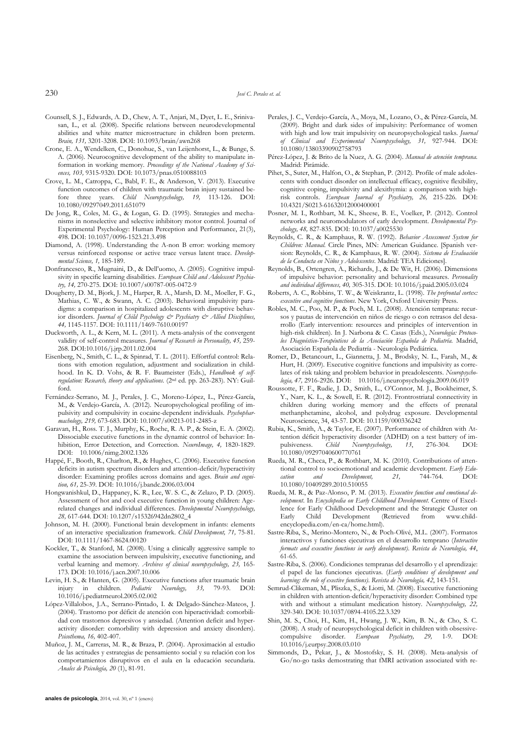Counsell, S. J., Edwards, A. D., Chew, A. T., Anjari, M., Dyet, L. E., Srinivasan, L., et al. (2008). Specific relations between neurodevelopmental abilities and white matter microstructure in children born preterm. *Brain, 131,* 3201-3208. DOI: 10.1093/brain/awn268

Crone, E. A., Wendelken, C., Donohue, S., van Leijenhorst, L., & Bunge, S. A. (2006). Neurocognitive development of the ability to manipulate information in working memory. *Proceedings of the National Academy of Sciences, 103,* 9315-9320. DOI: 10.1073/pnas.0510088103

Crove, L. M., Catroppa, C., Babl, F. E., & Anderson, V. (2013). Executive function outcomes of children with traumatic brain injury sustained before three years. *Child Neuropsychology, 19,* 113-126. DOI: 10.1080/09297049.2011.651079

De Jong, R., Coles, M. G., & Logan, G. D. (1995). Strategies and mechanisms in nonselective and selective inhibitory motor control. Journal of Experimental Psychology: Human Perception and Performance, 21(3), 498. DOI: 10.1037/0096-1523.21.3.498

Diamond, A. (1998). Understanding the A-non B error: working memory versus reinforced response or active trace versus latent trace. *Developmental Science, 1,* 185-189.

Donfrancesco, R., Mugnaini, D., & Dell'uomo, A. (2005). Cognitive impulsivity in specific learning disabilities. *European Child and Adolescent Psychiatry, 14,* 270-275. DOI: 10.1007/s00787-005-0472-9

Dougherty, D. M., Bjork, J. M., Harper, R. A., Marsh, D. M., Moeller, F. G., Mathias, C. W., & Swann, A. C. (2003). Behavioral impulsivity paradigms: a comparison in hospitalized adolescents with disruptive behavior disorders. *Journal of Child Psychology & Psychiatry & Allied Disciplines, 44,* 1145-1157. DOI: 10.1111/1469-7610.00197

Duckworth, A. L., & Kern, M. L. (2011). A meta-analysis of the convergent validity of self-control measures. *Journal of Research in Personality, 45,* 259-268. DOI:10.1016/j.jrp.2011.02.004

Eisenberg, N., Smith, C. L., & Spinrad, T. L. (2011). Effortful control: Relations with emotion regulation, adjustment and socialization in childhood. In K. D. Vohs, & R. F. Baumeister (Eds.), *Handbook of self-regulation: Research, theory and applications.* (2nd ed. pp. 263-283). NY: Guilford.

Fernández-Serrano, M. J., Perales, J. C., Moreno-López, L., Pérez-García, M., & Verdejo-García, A. (2012). Neuropsychological profiling of impulsivity and compulsivity in cocaine-dependent individuals. *Psychopharmacology, 219,* 673-683. DOI: 10.1007/s00213-011-2485-z

Garavan, H., Ross. T. J., Murphy, K., Roche, R. A. P., & Stein, E. A. (2002). Dissociable executive functions in the dynamic control of behavior: Inhibition, Error Detection, and Correction. *NeuroImage, 4,* 1820-1829. DOI: 10.1006/nimg.2002.1326

Happé, F., Booth, R., Charlton, R., & Hughes, C. (2006). Executive function deficits in autism spectrum disorders and attention-deficit/hyperactivity disorder: Examining profiles across domains and ages. *Brain and cognition, 61,* 25-39. DOI: 10.1016/j.bandc.2006.03.004

Hongwanishkul, D., Happaney, K. R., Lee, W. S. C., & Zelazo, P. D. (2005). Assessment of hot and cool executive function in young children: Age-related changes and individual differences. *Developmental Neuropsychology, 28,* 617-644. DOI: 10.1207/s15326942dn2802_4

Johnson, M. H. (2000). Functional brain development in infants: elements of an interactive specialization framework. *Child Development, 71,* 75-81. DOI: 10.1111/1467-8624.00120

Kockler, T., & Stanford, M. (2008). Using a clinically aggressive sample to examine the association between impulsivity, executive functioning, and verbal learning and memory. *Archives of clinical neuropsychology, 23,* 165-173. DOI: 10.1016/j.acn.2007.10.006

Levin, H. S., & Hanten, G. (2005). Executive functions after traumatic brain injury in children. *Pediatric Neurology, 33,* 79-93. DOI: 10.1016/j.pediatrneurol.2005.02.002

López-Villalobos, J.A., Serrano-Pintado, I. & Delgado-Sánchez-Mateos, J. (2004). Trastorno por déficit de atención con hiperactividad: comorbilidad con trastornos depresivos y ansiedad. (Attention deficit and hyperactivity disorder: comorbility with depression and anxiety disorders). *Psicothema, 16,* 402-407.

Muñoz, J. M., Carreras, M. R., & Braza, P. (2004). Aproximación al estudio de las actitudes y estrategias de pensamiento social y su relación con los comportamientos disruptivos en el aula en la educación secundaria. *Anales de Psicología, 20* (1), 81-91.

Perales, J. C., Verdejo-García, A., Moya, M., Lozano, O., & Pérez-García, M. (2009). Bright and dark sides of impulsivity: Performance of women with high and low trait impulsivity on neuropsychological tasks. *Journal of Clinical and Experimental Neuropsychology, 31,* 927-944. DOI: 10.1080/13803390902758793

Pérez-López, J. & Brito de la Nuez, A. G. (2004). *Manual de atención temprana.* Madrid: Pirámide.

Pihet, S., Suter, M., Halfon, O., & Stephan, P. (2012). Profile of male adolescents with conduct disorder on intellectual efficacy, cognitive flexibility, cognitive coping, impulsivity and alexithymia: a comparison with high-risk controls. *European Journal of Psychiatry, 26,* 215-226. DOI: 10.4321/S0213-61632012000400001

Posner, M. I., Rothbart, M. K., Sheese, B. E., Voelker, P. (2012). Control networks and neuromodulators of early development. *Developmental Psychology, 48,* 827-835. DOI: 10.1037/a0025530

Reynolds, C. R., & Kamphaus, R. W. (1992). *Behavior Assessment System for Children: Manual.* Circle Pines, MN: American Guidance. [Spanish version: Reynolds, C. R., & Kamphaus, R. W. (2004). *Sistema de Evaluación de la Conducta en Niños y Adolescentes*. Madrid: TEA Ediciones].

Reynolds, B., Ortengren, A., Richards, J., & De Wit, H. (2006). Dimensions of impulsive behavior: personality and behavioral measures. *Personality and individual differences, 40,* 305-315. DOI: 10.1016/j.paid.2005.03.024

Roberts, A. C., Robbins, T. W., & Weiskrantz, L. (1998). *The prefrontal cortex: executive and cognitive functions*. New York, Oxford University Press.

Robles, M. C., Poo, M. P., & Poch, M. L. (2008). Atención temprana: recursos y pautas de intervención en niños de riesgo o con retrasos del desarrollo (Early intervention: resources and principles of intervention in high-risk children). In J. Narbona & C. Casas (Eds.), *Neurología: Protocolos Diagnóstico-Terapéuticos de la Asociación Española de Pediatría.* Madrid, Asociación Española de Pediatría - Neurología Pediátrica.

Romer, D., Betancourt, L., Giannetta, J. M., Brodsky, N. L., Farah, M., & Hurt, H. (2009). Executive cognitive functions and impulsivity as correlates of risk taking and problem behavior in preadolescents. *Neuropsychologia, 47,* 2916-2926. DOI: 10.1016/j.neuropsychologia.2009.06.019

Roussotte, F. F., Rudie, J. D., Smith, L., O'Connor, M. J., Bookheimer, S. Y., Narr, K. L., & Sowell, E. R. (2012). Frontrostriatal connectivity in children during working memory and the effects of prenatal methanphetamine, alcohol, and polydrug exposure. Developmental Neuroscience, 34, 43-57. DOI: 10.1159/000336242

Rubia, K., Smith, A., & Taylor, E. (2007). Performance of children with Attention déficit hyperactivity disorder (ADHD) on a test battery of impulsiveness. *Child Neuropsychology, 13*, 276-304. DOI: 10.1080/09297040600770761

Rueda, M. R., Checa, P., & Rothbart, M. K. (2010). Contributions of attentional control to socioemotional and academic development. *Early Education and Development, 21,* 744-764. DOI: 10.1080/10409289.2010.510055

Rueda, M. R., & Paz-Alonso, P. M. (2013). *Executive function and emotional development*. In *Encyclopedia on Early Childhood Development*. Centre of Excellence for Early Childhood Development and the Strategic Cluster on Early Child Development (Retrieved from www.child-encyclopedia.com/en-ca/home.html).

Sastre-Riba, S., Merino-Montero, N., & Poch-Olivé, M.L. (2007). Formatos interactivos y funciones ejecutivas en el desarrollo temprano (*Interactive formats and executive functions in early development*). *Revista de Neurología, 44*, 61-65.

Sastre-Riba, S. (2006). Condiciones tempranas del desarrollo y el aprendizaje: el papel de las funciones ejecutivas. (*Early conditions of development and learning: the role of exective functions*). *Revista de Neurología, 42*, 143-151.

Semrud-Clikeman, M., Pliszka, S., & Liotti, M. (2008). Executive functioning in children with attention-deficit/hyperactivity disorder: Combined type with and without a stimulant medication history. *Neuropsychology, 22,* 329-340. DOI: 10.1037/0894-4105.22.3.329

Shin, M. S., Choi, H., Kim, H., Hwang, J. W., Kim, B. N., & Cho, S. C. (2008). A study of neuropsychological deficit in children with obsessive-compulsive disorder. *European Psychiatry, 29,* 1-9. DOI: 10.1016/j.eurpsy.2008.03.010

Simmonds, D., Pekar, J., & Mostofsky, S. H. (2008). Meta-analysis of Go/no-go tasks demostrating that fMRI activation associated with re-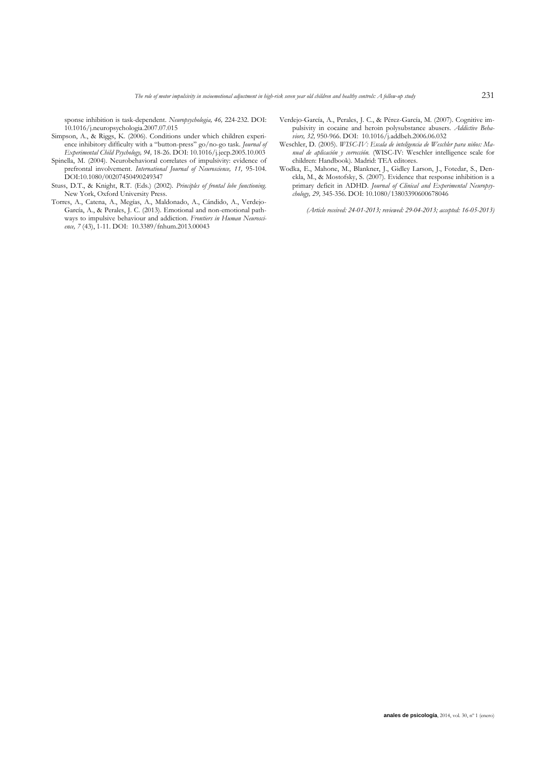sponse inhibition is task-dependent. *Neuropsychologia, 46,* 224-232. DOI: 10.1016/j.neuropsychologia.2007.07.015

Simpson, A., & Riggs, K. (2006). Conditions under which children experience inhibitory difficulty with a "button-press" go/no-go task. *Journal of Experimental Child Psychology, 94,* 18-26. DOI: 10.1016/j.jecp.2005.10.003

Spinella, M. (2004). Neurobehavioral correlates of impulsivity: evidence of prefrontal involvement. *International Journal of Neuroscience, 11,* 95-104. DOI:10.1080/00207450490249347

Stuss, D.T., & Knight, R.T. (Eds.) (2002). *Principles of frontal lobe functioning.* New York, Oxford University Press.

Torres, A., Catena, A., Megías, A., Maldonado, A., Cándido, A., Verdejo-García, A., & Perales, J. C. (2013). Emotional and non-emotional pathways to impulsive behaviour and addiction. *Frontiers in Human Neuroscience, 7* (43), 1-11. DOI: 10.3389/fnhum.2013.00043

Verdejo-García, A., Perales, J. C., & Pérez-García, M. (2007). Cognitive impulsivity in cocaine and heroin polysubstance abusers. *Addictive Behaviors, 32,* 950-966. DOI: 10.1016/j.addbeh.2006.06.032

Weschler, D. (2005). *WISC-IV: Escala de inteligencia de Weschler para niños: Manual de aplicación y corrección.* (WISC-IV: Weschler intelligence scale for children: Handbook). Madrid: TEA editores.

Wodka, E., Mahone, M., Blankner, J., Gidley Larson, J., Fotedar, S., Denckla, M., & Mostofsky, S. (2007). Evidence that response inhibition is a primary deficit in ADHD. *Journal of Clinical and Experimental Neuropsychology, 29,* 345-356. DOI: 10.1080/13803390600678046

*(Article received: 24-01-2013; reviewed: 29-04-2013; accepted: 16-05-2013)*